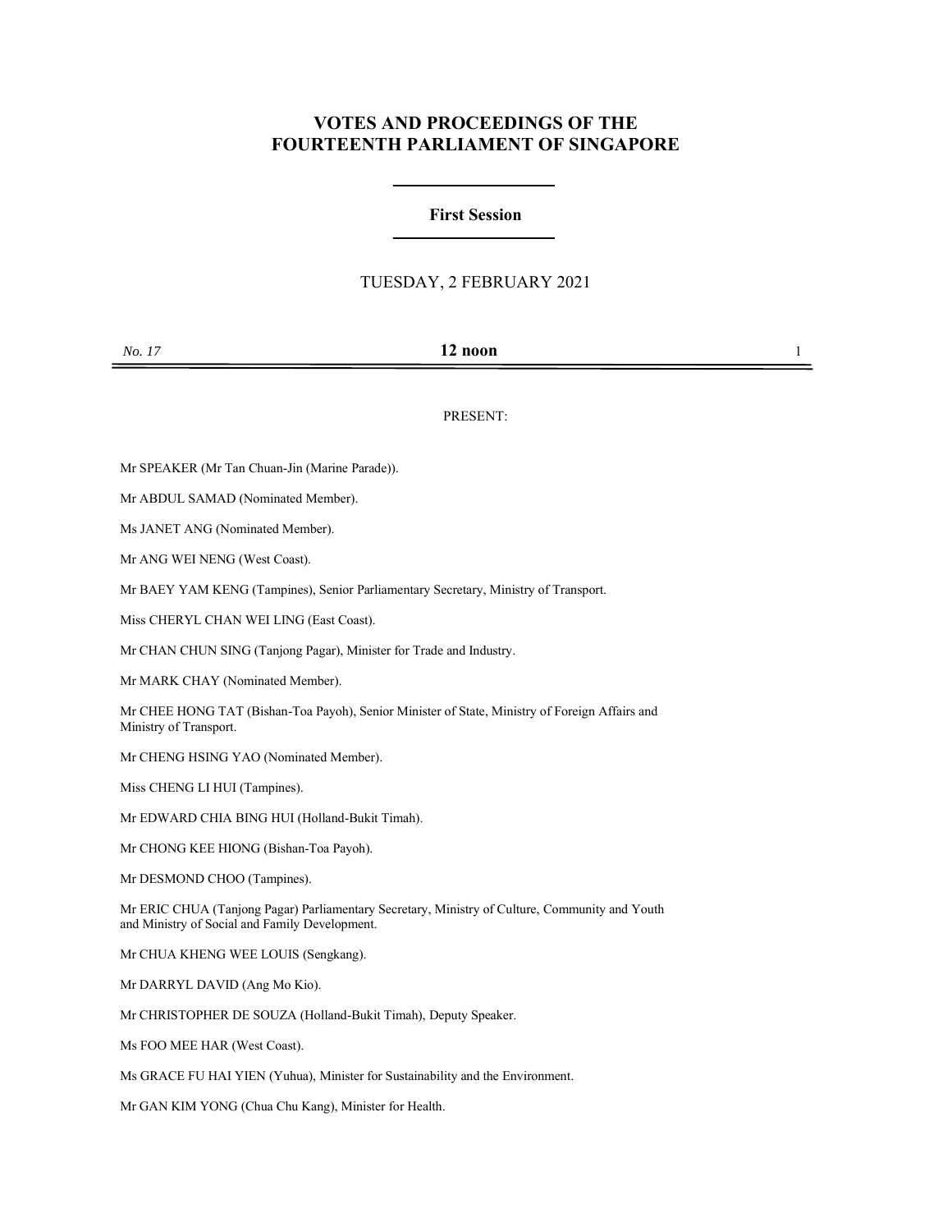# VOTES AND PROCEEDINGS OF THE FOURTEENTH PARLIAMENT OF SINGAPORE

## First Session

TUESDAY, 2 FEBRUARY 2021

*No. 17* **12 noon**

PRESENT:

Mr SPEAKER (Mr Tan Chuan-Jin (Marine Parade)).

Mr ABDUL SAMAD (Nominated Member).

Ms JANET ANG (Nominated Member).

Mr ANG WEI NENG (West Coast).

Mr BAEY YAM KENG (Tampines), Senior Parliamentary Secretary, Ministry of Transport.

Miss CHERYL CHAN WEI LING (East Coast).

Mr CHAN CHUN SING (Tanjong Pagar), Minister for Trade and Industry.

Mr MARK CHAY (Nominated Member).

Mr CHEE HONG TAT (Bishan-Toa Payoh), Senior Minister of State, Ministry of Foreign Affairs and Ministry of Transport.

Mr CHENG HSING YAO (Nominated Member).

Miss CHENG LI HUI (Tampines).

Mr EDWARD CHIA BING HUI (Holland-Bukit Timah).

Mr CHONG KEE HIONG (Bishan-Toa Payoh).

Mr DESMOND CHOO (Tampines).

Mr ERIC CHUA (Tanjong Pagar) Parliamentary Secretary, Ministry of Culture, Community and Youth and Ministry of Social and Family Development.

Mr CHUA KHENG WEE LOUIS (Sengkang).

Mr DARRYL DAVID (Ang Mo Kio).

Mr CHRISTOPHER DE SOUZA (Holland-Bukit Timah), Deputy Speaker.

Ms FOO MEE HAR (West Coast).

Ms GRACE FU HAI YIEN (Yuhua), Minister for Sustainability and the Environment.

Mr GAN KIM YONG (Chua Chu Kang), Minister for Health.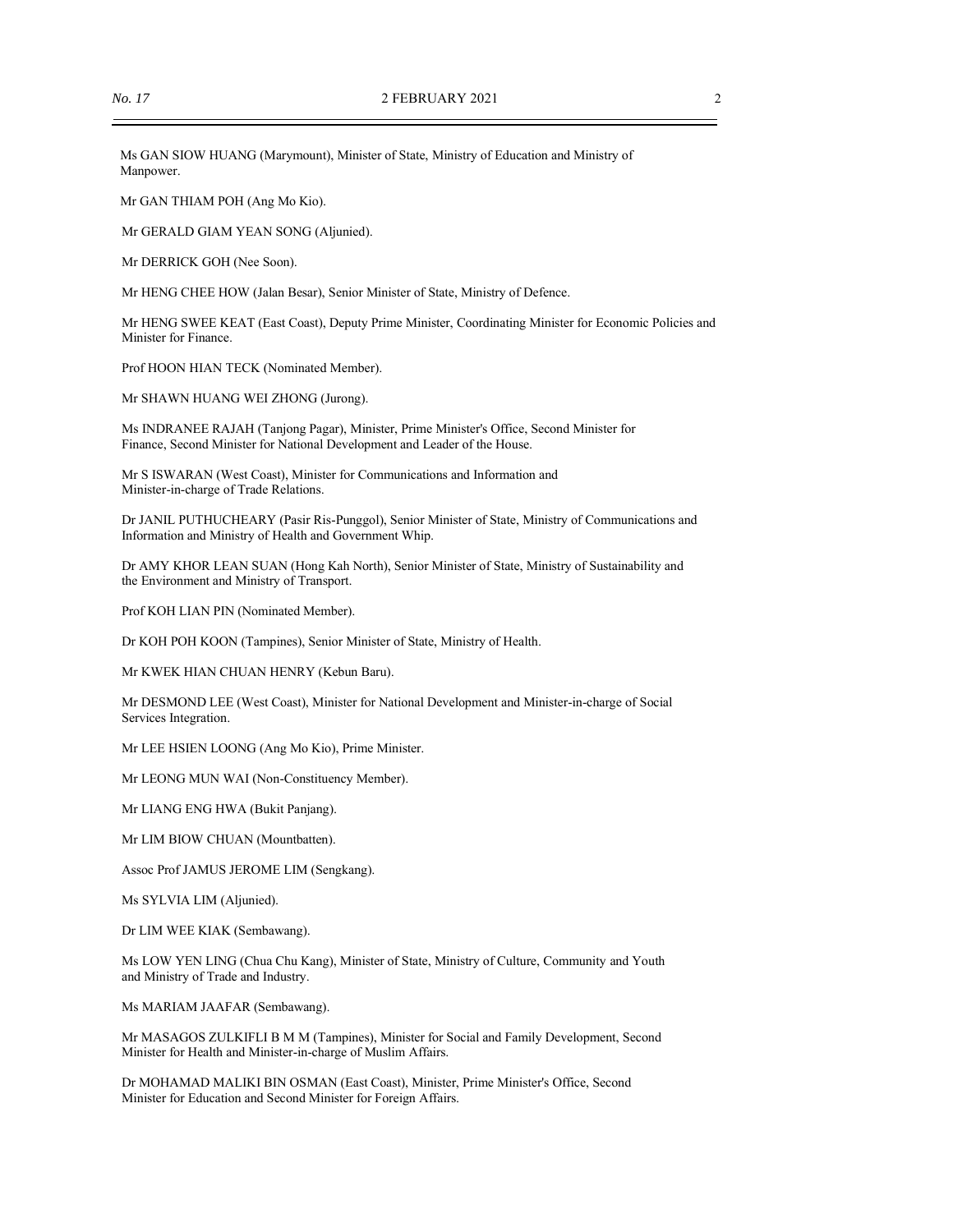Ms GAN SIOW HUANG (Marymount), Minister of State, Ministry of Education and Ministry of Manpower.

Mr GAN THIAM POH (Ang Mo Kio).

Mr GERALD GIAM YEAN SONG (Aljunied).

Mr DERRICK GOH (Nee Soon).

Mr HENG CHEE HOW (Jalan Besar), Senior Minister of State, Ministry of Defence.

Mr HENG SWEE KEAT (East Coast), Deputy Prime Minister, Coordinating Minister for Economic Policies and Minister for Finance.

Prof HOON HIAN TECK (Nominated Member).

Mr SHAWN HUANG WEI ZHONG (Jurong).

Ms INDRANEE RAJAH (Tanjong Pagar), Minister, Prime Minister's Office, Second Minister for Finance, Second Minister for National Development and Leader of the House.

Mr S ISWARAN (West Coast), Minister for Communications and Information and Minister-in-charge of Trade Relations.

Dr JANIL PUTHUCHEARY (Pasir Ris-Punggol), Senior Minister of State, Ministry of Communications and Information and Ministry of Health and Government Whip.

Dr AMY KHOR LEAN SUAN (Hong Kah North), Senior Minister of State, Ministry of Sustainability and the Environment and Ministry of Transport.

Prof KOH LIAN PIN (Nominated Member).

Dr KOH POH KOON (Tampines), Senior Minister of State, Ministry of Health.

Mr KWEK HIAN CHUAN HENRY (Kebun Baru).

Mr DESMOND LEE (West Coast), Minister for National Development and Minister-in-charge of Social Services Integration.

Mr LEE HSIEN LOONG (Ang Mo Kio), Prime Minister.

Mr LEONG MUN WAI (Non-Constituency Member).

Mr LIANG ENG HWA (Bukit Panjang).

Mr LIM BIOW CHUAN (Mountbatten).

Assoc Prof JAMUS JEROME LIM (Sengkang).

Ms SYLVIA LIM (Aljunied).

Dr LIM WEE KIAK (Sembawang).

Ms LOW YEN LING (Chua Chu Kang), Minister of State, Ministry of Culture, Community and Youth and Ministry of Trade and Industry.

Ms MARIAM JAAFAR (Sembawang).

Mr MASAGOS ZULKIFLI B M M (Tampines), Minister for Social and Family Development, Second Minister for Health and Minister-in-charge of Muslim Affairs.

Dr MOHAMAD MALIKI BIN OSMAN (East Coast), Minister, Prime Minister's Office, Second Minister for Education and Second Minister for Foreign Affairs.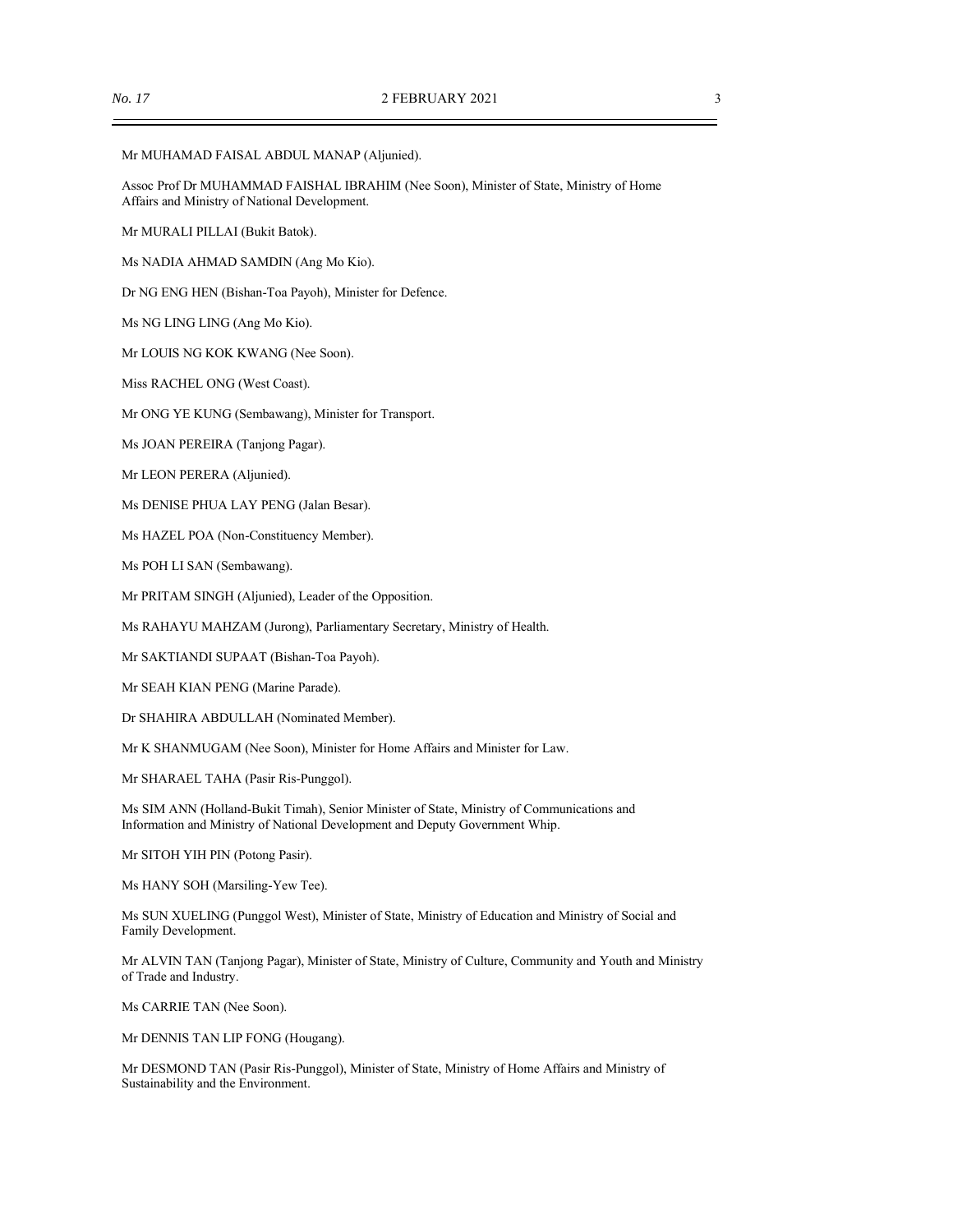Mr MUHAMAD FAISAL ABDUL MANAP (Aljunied).

Assoc Prof Dr MUHAMMAD FAISHAL IBRAHIM (Nee Soon), Minister of State, Ministry of Home Affairs and Ministry of National Development.

Mr MURALI PILLAI (Bukit Batok).

Ms NADIA AHMAD SAMDIN (Ang Mo Kio).

Dr NG ENG HEN (Bishan-Toa Payoh), Minister for Defence.

Ms NG LING LING (Ang Mo Kio).

Mr LOUIS NG KOK KWANG (Nee Soon).

Miss RACHEL ONG (West Coast).

Mr ONG YE KUNG (Sembawang), Minister for Transport.

Ms JOAN PEREIRA (Tanjong Pagar).

Mr LEON PERERA (Aljunied).

Ms DENISE PHUA LAY PENG (Jalan Besar).

Ms HAZEL POA (Non-Constituency Member).

Ms POH LI SAN (Sembawang).

Mr PRITAM SINGH (Aljunied), Leader of the Opposition.

Ms RAHAYU MAHZAM (Jurong), Parliamentary Secretary, Ministry of Health.

Mr SAKTIANDI SUPAAT (Bishan-Toa Payoh).

Mr SEAH KIAN PENG (Marine Parade).

Dr SHAHIRA ABDULLAH (Nominated Member).

Mr K SHANMUGAM (Nee Soon), Minister for Home Affairs and Minister for Law.

Mr SHARAEL TAHA (Pasir Ris-Punggol).

Ms SIM ANN (Holland-Bukit Timah), Senior Minister of State, Ministry of Communications and Information and Ministry of National Development and Deputy Government Whip.

Mr SITOH YIH PIN (Potong Pasir).

Ms HANY SOH (Marsiling-Yew Tee).

Ms SUN XUELING (Punggol West), Minister of State, Ministry of Education and Ministry of Social and Family Development.

Mr ALVIN TAN (Tanjong Pagar), Minister of State, Ministry of Culture, Community and Youth and Ministry of Trade and Industry.

Ms CARRIE TAN (Nee Soon).

Mr DENNIS TAN LIP FONG (Hougang).

Mr DESMOND TAN (Pasir Ris-Punggol), Minister of State, Ministry of Home Affairs and Ministry of Sustainability and the Environment.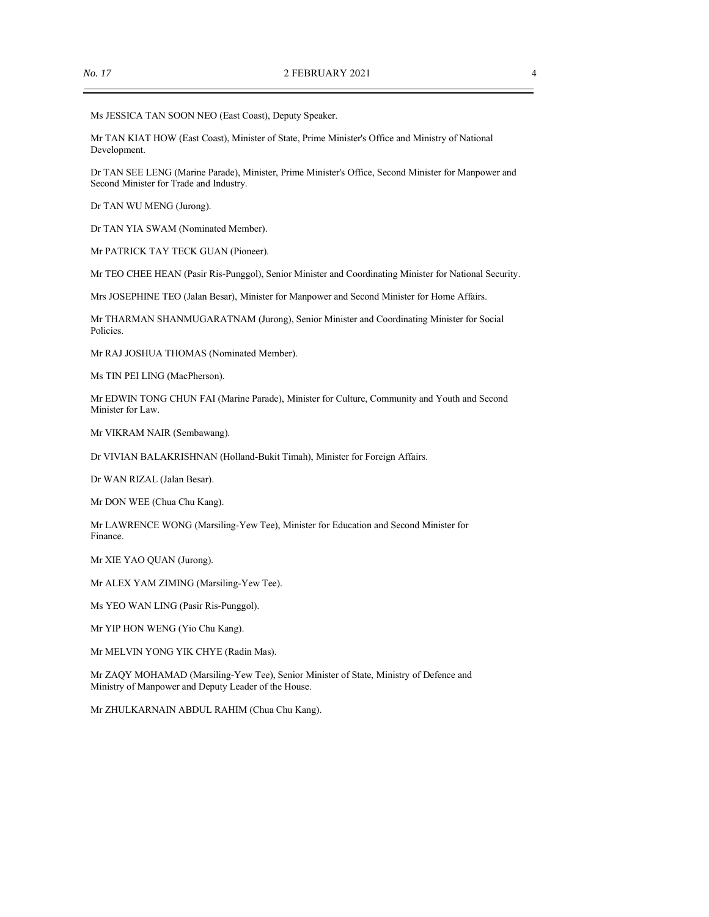Ms JESSICA TAN SOON NEO (East Coast), Deputy Speaker.

Mr TAN KIAT HOW (East Coast), Minister of State, Prime Minister's Office and Ministry of National Development.

Dr TAN SEE LENG (Marine Parade), Minister, Prime Minister's Office, Second Minister for Manpower and Second Minister for Trade and Industry.

Dr TAN WU MENG (Jurong).

Dr TAN YIA SWAM (Nominated Member).

Mr PATRICK TAY TECK GUAN (Pioneer).

Mr TEO CHEE HEAN (Pasir Ris-Punggol), Senior Minister and Coordinating Minister for National Security.

Mrs JOSEPHINE TEO (Jalan Besar), Minister for Manpower and Second Minister for Home Affairs.

Mr THARMAN SHANMUGARATNAM (Jurong), Senior Minister and Coordinating Minister for Social Policies.

Mr RAJ JOSHUA THOMAS (Nominated Member).

Ms TIN PEI LING (MacPherson).

Mr EDWIN TONG CHUN FAI (Marine Parade), Minister for Culture, Community and Youth and Second Minister for Law.

Mr VIKRAM NAIR (Sembawang).

Dr VIVIAN BALAKRISHNAN (Holland-Bukit Timah), Minister for Foreign Affairs.

Dr WAN RIZAL (Jalan Besar).

Mr DON WEE (Chua Chu Kang).

Mr LAWRENCE WONG (Marsiling-Yew Tee), Minister for Education and Second Minister for Finance.

Mr XIE YAO QUAN (Jurong).

Mr ALEX YAM ZIMING (Marsiling-Yew Tee).

Ms YEO WAN LING (Pasir Ris-Punggol).

Mr YIP HON WENG (Yio Chu Kang).

Mr MELVIN YONG YIK CHYE (Radin Mas).

Mr ZAQY MOHAMAD (Marsiling-Yew Tee), Senior Minister of State, Ministry of Defence and Ministry of Manpower and Deputy Leader of the House.

Mr ZHULKARNAIN ABDUL RAHIM (Chua Chu Kang).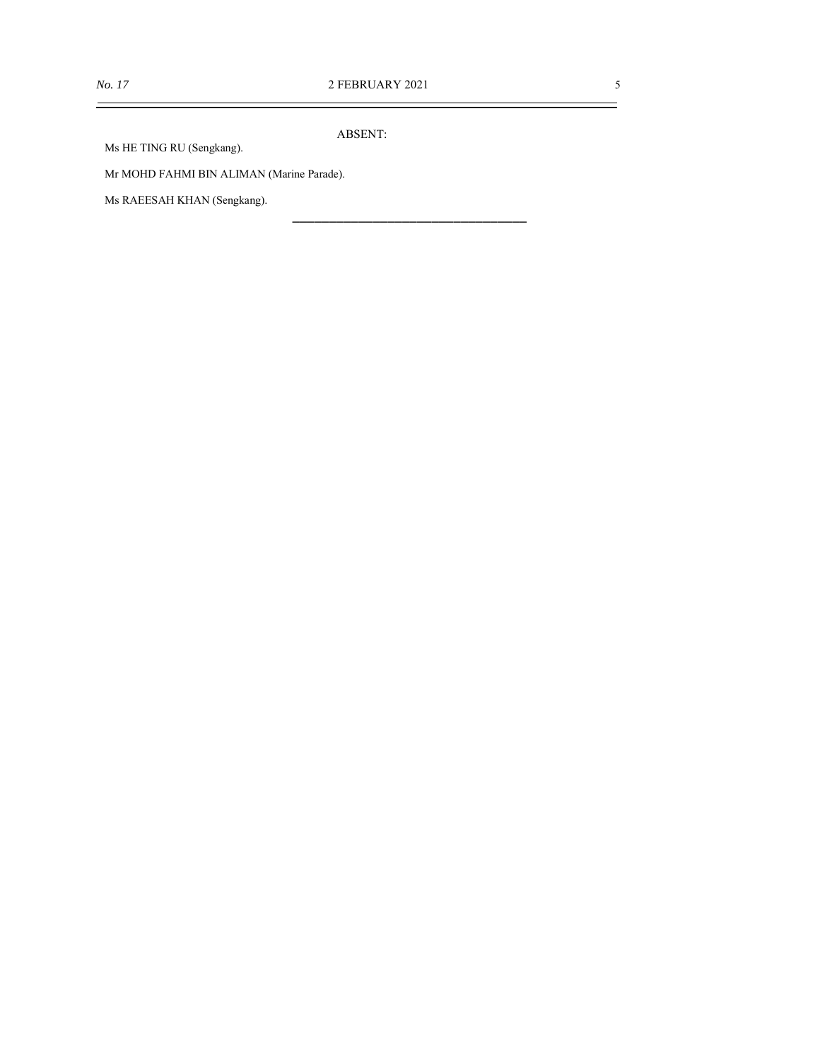ABSENT:

Ms HE TING RU (Sengkang).

Mr MOHD FAHMI BIN ALIMAN (Marine Parade).

Ms RAEESAH KHAN (Sengkang).

---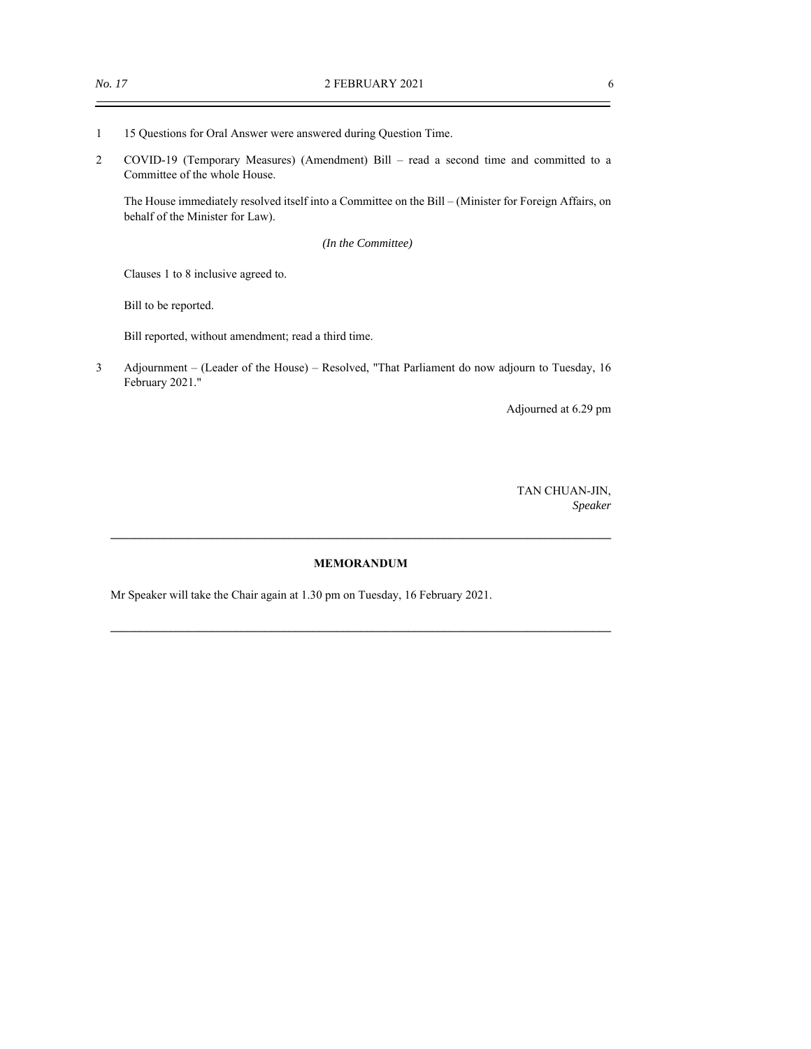1 15 Questions for Oral Answer were answered during Question Time.

2 COVID-19 (Temporary Measures) (Amendment) Bill – read a second time and committed to a Committee of the whole House.

The House immediately resolved itself into a Committee on the Bill – (Minister for Foreign Affairs, on behalf of the Minister for Law).

*(In the Committee)*

Clauses 1 to 8 inclusive agreed to.

Bill to be reported.

Bill reported, without amendment; read a third time.

3 Adjournment – (Leader of the House) – Resolved, "That Parliament do now adjourn to Tuesday, 16 February 2021."

Adjourned at 6.29 pm

TAN CHUAN-JIN,
*Speaker*

---

**MEMORANDUM**

Mr Speaker will take the Chair again at 1.30 pm on Tuesday, 16 February 2021.

---